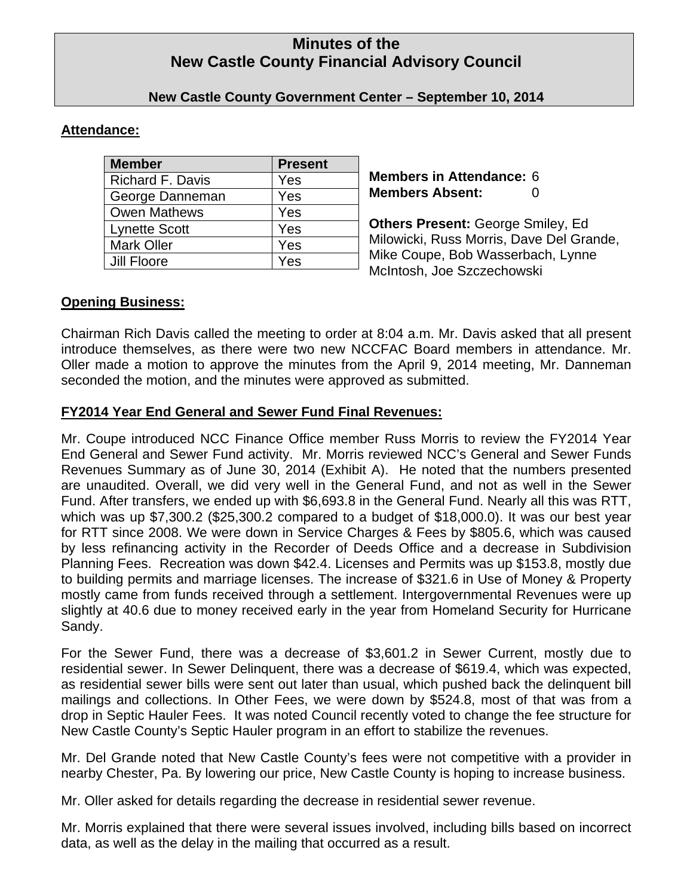# Minutes of the New Castle County Financial Advisory Council

**New Castle County Government Center – September 10, 2014**

## Attendance:

| Member | Present |
| --- | --- |
| Richard F. Davis | Yes |
| George Danneman | Yes |
| Owen Mathews | Yes |
| Lynette Scott | Yes |
| Mark Oller | Yes |
| Jill Floore | Yes |

**Members in Attendance:** 6
**Members Absent:** 0

**Others Present:** George Smiley, Ed Milowicki, Russ Morris, Dave Del Grande, Mike Coupe, Bob Wasserbach, Lynne McIntosh, Joe Szczechowski

## Opening Business:

Chairman Rich Davis called the meeting to order at 8:04 a.m. Mr. Davis asked that all present introduce themselves, as there were two new NCCFAC Board members in attendance. Mr. Oller made a motion to approve the minutes from the April 9, 2014 meeting, Mr. Danneman seconded the motion, and the minutes were approved as submitted.

## FY2014 Year End General and Sewer Fund Final Revenues:

Mr. Coupe introduced NCC Finance Office member Russ Morris to review the FY2014 Year End General and Sewer Fund activity. Mr. Morris reviewed NCC's General and Sewer Funds Revenues Summary as of June 30, 2014 (Exhibit A). He noted that the numbers presented are unaudited. Overall, we did very well in the General Fund, and not as well in the Sewer Fund. After transfers, we ended up with $6,693.8 in the General Fund. Nearly all this was RTT, which was up $7,300.2 ($25,300.2 compared to a budget of $18,000.0). It was our best year for RTT since 2008. We were down in Service Charges & Fees by $805.6, which was caused by less refinancing activity in the Recorder of Deeds Office and a decrease in Subdivision Planning Fees. Recreation was down $42.4. Licenses and Permits was up $153.8, mostly due to building permits and marriage licenses. The increase of $321.6 in Use of Money & Property mostly came from funds received through a settlement. Intergovernmental Revenues were up slightly at 40.6 due to money received early in the year from Homeland Security for Hurricane Sandy.

For the Sewer Fund, there was a decrease of $3,601.2 in Sewer Current, mostly due to residential sewer. In Sewer Delinquent, there was a decrease of $619.4, which was expected, as residential sewer bills were sent out later than usual, which pushed back the delinquent bill mailings and collections. In Other Fees, we were down by $524.8, most of that was from a drop in Septic Hauler Fees. It was noted Council recently voted to change the fee structure for New Castle County's Septic Hauler program in an effort to stabilize the revenues.

Mr. Del Grande noted that New Castle County's fees were not competitive with a provider in nearby Chester, Pa. By lowering our price, New Castle County is hoping to increase business.

Mr. Oller asked for details regarding the decrease in residential sewer revenue.

Mr. Morris explained that there were several issues involved, including bills based on incorrect data, as well as the delay in the mailing that occurred as a result.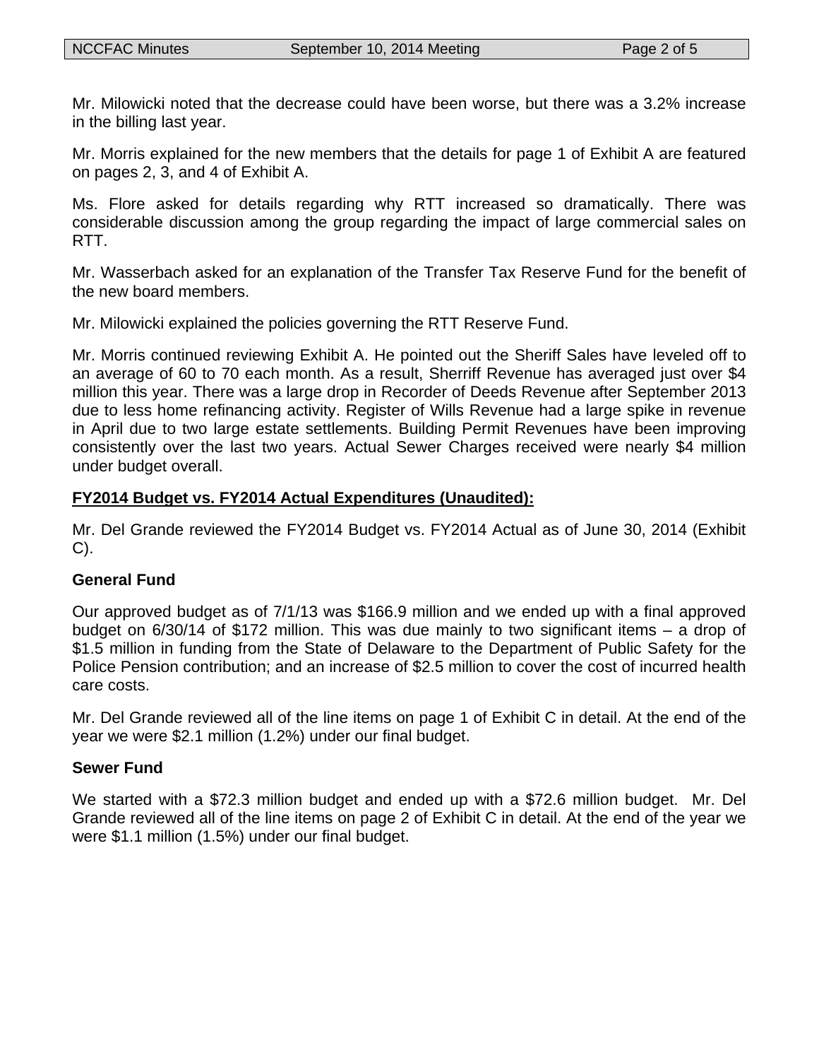Mr. Milowicki noted that the decrease could have been worse, but there was a 3.2% increase in the billing last year.

Mr. Morris explained for the new members that the details for page 1 of Exhibit A are featured on pages 2, 3, and 4 of Exhibit A.

Ms. Flore asked for details regarding why RTT increased so dramatically. There was considerable discussion among the group regarding the impact of large commercial sales on RTT.

Mr. Wasserbach asked for an explanation of the Transfer Tax Reserve Fund for the benefit of the new board members.

Mr. Milowicki explained the policies governing the RTT Reserve Fund.

Mr. Morris continued reviewing Exhibit A. He pointed out the Sheriff Sales have leveled off to an average of 60 to 70 each month. As a result, Sherriff Revenue has averaged just over $4 million this year. There was a large drop in Recorder of Deeds Revenue after September 2013 due to less home refinancing activity. Register of Wills Revenue had a large spike in revenue in April due to two large estate settlements. Building Permit Revenues have been improving consistently over the last two years. Actual Sewer Charges received were nearly $4 million under budget overall.

**FY2014 Budget vs. FY2014 Actual Expenditures (Unaudited):**

Mr. Del Grande reviewed the FY2014 Budget vs. FY2014 Actual as of June 30, 2014 (Exhibit C).

**General Fund**

Our approved budget as of 7/1/13 was $166.9 million and we ended up with a final approved budget on 6/30/14 of $172 million. This was due mainly to two significant items – a drop of $1.5 million in funding from the State of Delaware to the Department of Public Safety for the Police Pension contribution; and an increase of $2.5 million to cover the cost of incurred health care costs.

Mr. Del Grande reviewed all of the line items on page 1 of Exhibit C in detail. At the end of the year we were $2.1 million (1.2%) under our final budget.

**Sewer Fund**

We started with a $72.3 million budget and ended up with a $72.6 million budget. Mr. Del Grande reviewed all of the line items on page 2 of Exhibit C in detail. At the end of the year we were $1.1 million (1.5%) under our final budget.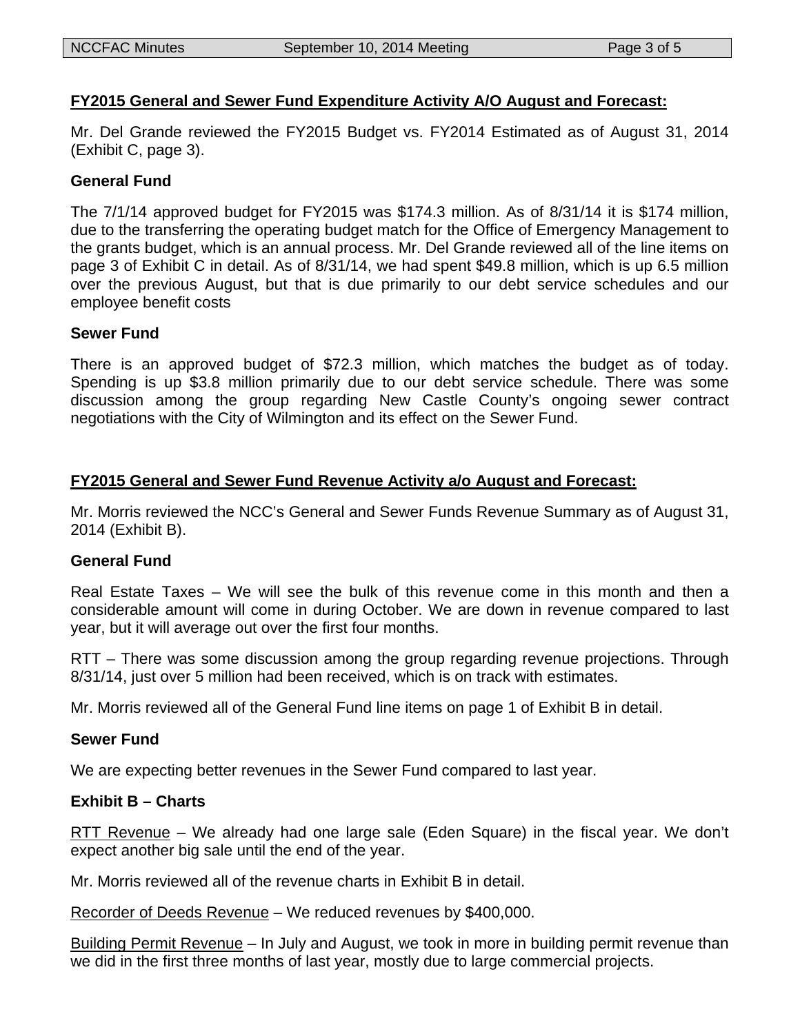## FY2015 General and Sewer Fund Expenditure Activity A/O August and Forecast:

Mr. Del Grande reviewed the FY2015 Budget vs. FY2014 Estimated as of August 31, 2014 (Exhibit C, page 3).

### General Fund

The 7/1/14 approved budget for FY2015 was $174.3 million. As of 8/31/14 it is $174 million, due to the transferring the operating budget match for the Office of Emergency Management to the grants budget, which is an annual process. Mr. Del Grande reviewed all of the line items on page 3 of Exhibit C in detail. As of 8/31/14, we had spent $49.8 million, which is up 6.5 million over the previous August, but that is due primarily to our debt service schedules and our employee benefit costs

### Sewer Fund

There is an approved budget of $72.3 million, which matches the budget as of today. Spending is up $3.8 million primarily due to our debt service schedule. There was some discussion among the group regarding New Castle County's ongoing sewer contract negotiations with the City of Wilmington and its effect on the Sewer Fund.

## FY2015 General and Sewer Fund Revenue Activity a/o August and Forecast:

Mr. Morris reviewed the NCC's General and Sewer Funds Revenue Summary as of August 31, 2014 (Exhibit B).

### General Fund

Real Estate Taxes – We will see the bulk of this revenue come in this month and then a considerable amount will come in during October. We are down in revenue compared to last year, but it will average out over the first four months.

RTT – There was some discussion among the group regarding revenue projections. Through 8/31/14, just over 5 million had been received, which is on track with estimates.

Mr. Morris reviewed all of the General Fund line items on page 1 of Exhibit B in detail.

### Sewer Fund

We are expecting better revenues in the Sewer Fund compared to last year.

### Exhibit B – Charts

RTT Revenue – We already had one large sale (Eden Square) in the fiscal year. We don't expect another big sale until the end of the year.

Mr. Morris reviewed all of the revenue charts in Exhibit B in detail.

Recorder of Deeds Revenue – We reduced revenues by $400,000.

Building Permit Revenue – In July and August, we took in more in building permit revenue than we did in the first three months of last year, mostly due to large commercial projects.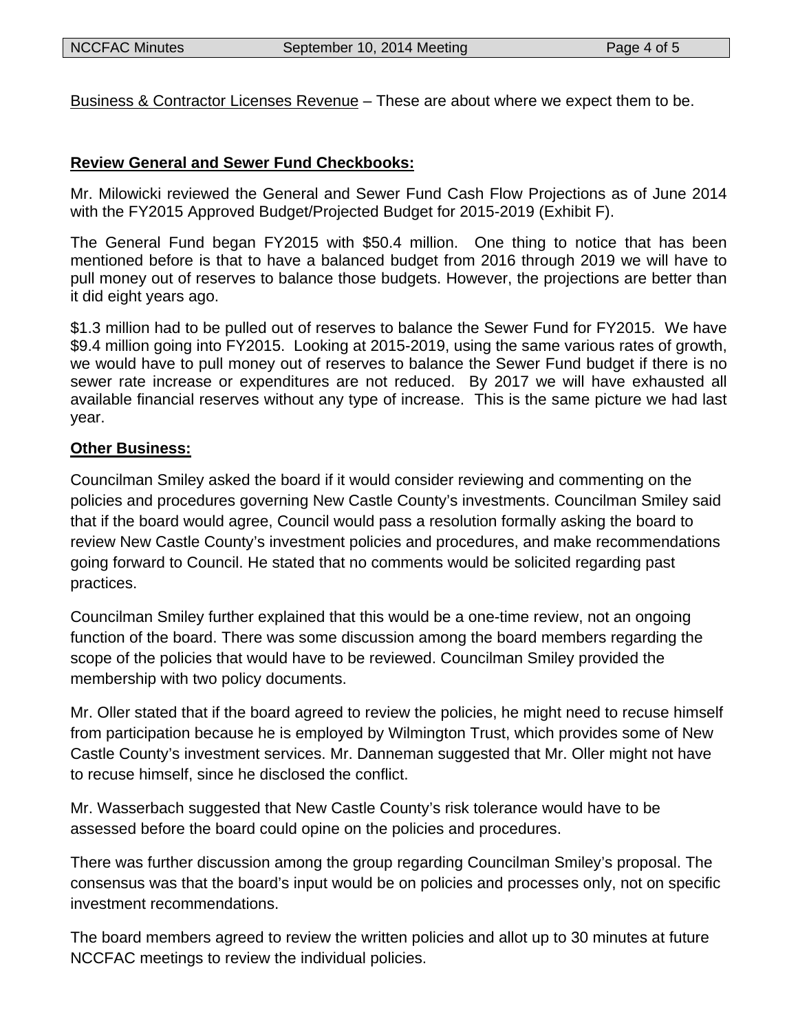Business & Contractor Licenses Revenue – These are about where we expect them to be.

**Review General and Sewer Fund Checkbooks:**

Mr. Milowicki reviewed the General and Sewer Fund Cash Flow Projections as of June 2014 with the FY2015 Approved Budget/Projected Budget for 2015-2019 (Exhibit F).

The General Fund began FY2015 with $50.4 million. One thing to notice that has been mentioned before is that to have a balanced budget from 2016 through 2019 we will have to pull money out of reserves to balance those budgets. However, the projections are better than it did eight years ago.

$1.3 million had to be pulled out of reserves to balance the Sewer Fund for FY2015. We have $9.4 million going into FY2015. Looking at 2015-2019, using the same various rates of growth, we would have to pull money out of reserves to balance the Sewer Fund budget if there is no sewer rate increase or expenditures are not reduced. By 2017 we will have exhausted all available financial reserves without any type of increase. This is the same picture we had last year.

**Other Business:**

Councilman Smiley asked the board if it would consider reviewing and commenting on the policies and procedures governing New Castle County's investments. Councilman Smiley said that if the board would agree, Council would pass a resolution formally asking the board to review New Castle County's investment policies and procedures, and make recommendations going forward to Council. He stated that no comments would be solicited regarding past practices.

Councilman Smiley further explained that this would be a one-time review, not an ongoing function of the board. There was some discussion among the board members regarding the scope of the policies that would have to be reviewed. Councilman Smiley provided the membership with two policy documents.

Mr. Oller stated that if the board agreed to review the policies, he might need to recuse himself from participation because he is employed by Wilmington Trust, which provides some of New Castle County's investment services. Mr. Danneman suggested that Mr. Oller might not have to recuse himself, since he disclosed the conflict.

Mr. Wasserbach suggested that New Castle County's risk tolerance would have to be assessed before the board could opine on the policies and procedures.

There was further discussion among the group regarding Councilman Smiley's proposal. The consensus was that the board's input would be on policies and processes only, not on specific investment recommendations.

The board members agreed to review the written policies and allot up to 30 minutes at future NCCFAC meetings to review the individual policies.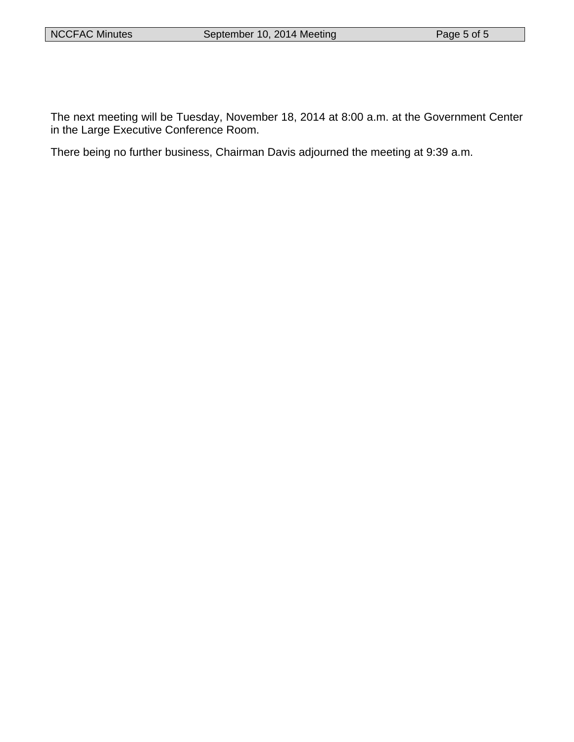The next meeting will be Tuesday, November 18, 2014 at 8:00 a.m. at the Government Center in the Large Executive Conference Room.

There being no further business, Chairman Davis adjourned the meeting at 9:39 a.m.